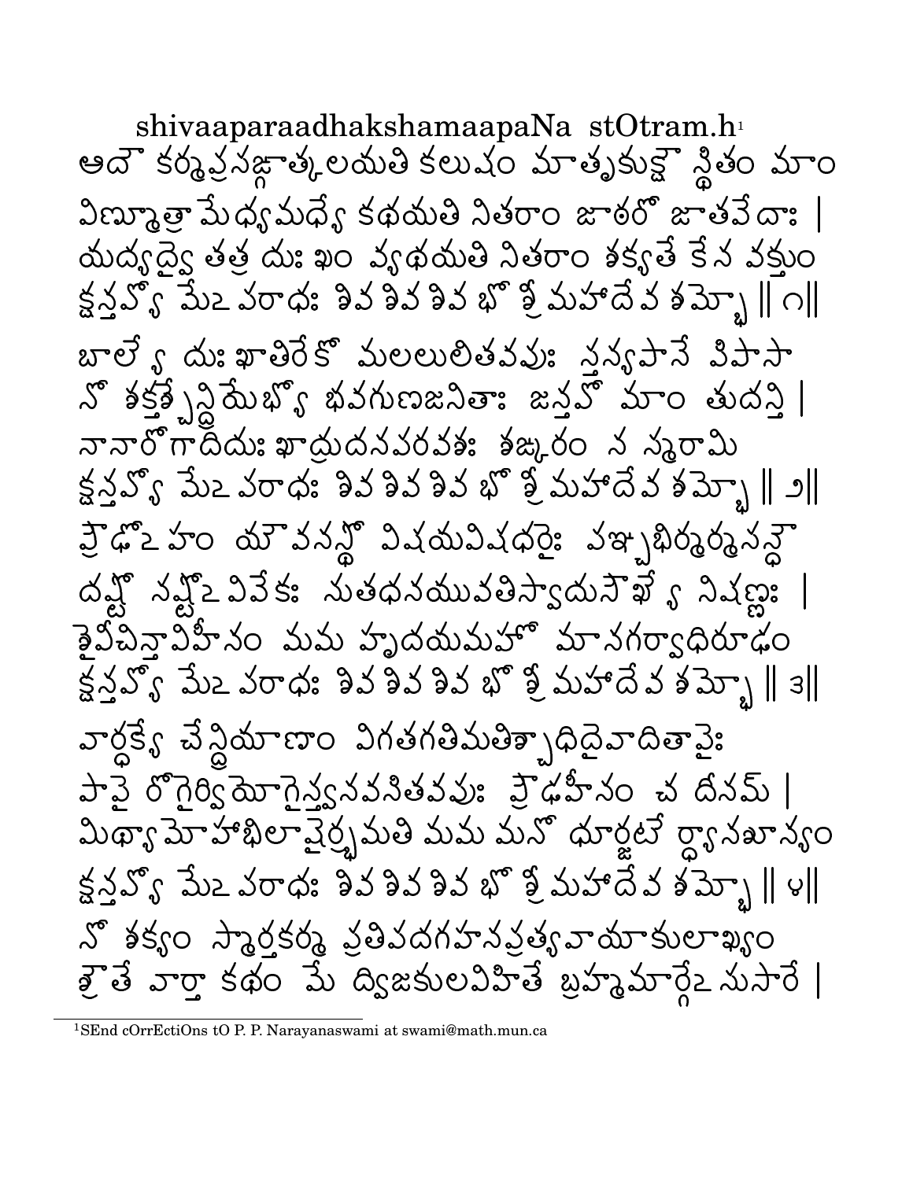# shivaaparaadhakshamaapaNa stOtram.h[1]

ఆదౌ కర్మప్రసఙ్గాత్కలయతి కలుషం మాతృకుక్షౌ స్థితం మాం
విణ్మూత్రామేధ్యమధ్యే కథయతి నితరాం జాఠరో జాతవేదాః |
యద్యద్వై తత్ర దుఃఖం వ్యథయతి నితరాం శక్యతే కేన వక్తుం
క్షన్తవ్యో మేఽపరాధః శివ శివ శివ భో శ్రీ మహాదేవ శమ్భో ||౧||

బాల్యే దుఃఖాతిరేకో మలలులితవపుః స్తన్యపానే పిపాసా
నో శక్తశ్చేన్ద్రియేభ్యో భవగుణజనితాః జన్తవో మాం తుదన్తి |
నానారోగాదిదుఃఖాద్రుదనపరవశః శఙ్కరం న స్మరామి
క్షన్తవ్యో మేఽపరాధః శివ శివ శివ భో శ్రీ మహాదేవ శమ్భో ||౨||

ప్రౌఢోఽహం యౌవనస్థో విషయవిషధరైః పఞ్చభిర్మర్మసన్ధౌ
దష్టో నష్టోఽవివేకః సుతధనయువతిస్వాదుసౌఖ్యే నిషణ్ణః |
శైవీచిన్తావిహీనం మమ హృదయమహో మానగర్వాధిరూఢం
క్షన్తవ్యో మేఽపరాధః శివ శివ శివ భో శ్రీ మహాదేవ శమ్భో ||౩||

వార్ధక్యే చేన్ద్రియాణాం విగతగతిమతిశ్చాధిదైవాదితాపైః
పాపై రోగైర్వియోగైస్త్వనవసితవపుః ప్రౌఢహీనం చ దీనమ్ |
మిథ్యామోహాభిలాషైర్భ్రమతి మమ మనో ధూర్జటే ర్ధ్యానశూన్యం
క్షన్తవ్యో మేఽపరాధః శివ శివ శివ భో శ్రీ మహాదేవ శమ్భో ||౪||

నో శక్యం స్మార్తకర్మ ప్రతిపదగహనప్రత్యవాయాకులాఖ్యం
శ్రౌతే వార్తా కథం మే ద్విజకులవిహితే బ్రహ్మమార్గేఽనుసారే |

---

[1] SEnd cOrrEctiOns tO P. P. Narayanaswami at swami@math.mun.ca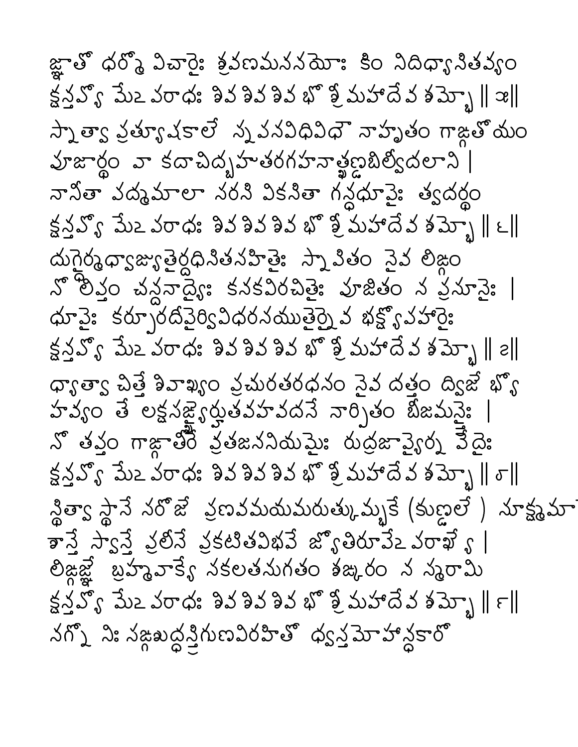జ్ఞాతో ధర్మో విచారైః శ్రవణమననయోః కిం నిదిధ్యాసితవ్యం
క్షన్తవ్యో మేఽపరాధః శివ శివ శివ భో శ్రీ మహాదేవ శమ్భో ॥౩॥

స్నాత్వా ప్రత్యూషకాలే స్నపనవిధివిధౌ నాహృతం గాఙ్గతోయం
పూజార్థం వా కదాచిద్బహుతరగహనాత్ఖణ్డబిల్వీదలాని ।
నానీతా పద్మమాలా సరసి వికసితా గన్ధధూపైః త్వదర్థం
క్షన్తవ్యో మేఽపరాధః శివ శివ శివ భో శ్రీ మహాదేవ శమ్భో ॥౪॥

దుగ్ధైర్మధ్వాజ్యయుతైర్దధిసితసహితైః స్నాపితం నైవ లిఙ్గం
నో లిప్తం చన్దనాద్యైః కనకవిరచితైః పూజితం న ప్రసూనైః ।
ధూపైః కర్పూరదీపైర్వివిధరసయుతైర్నైవ భక్ష్యోపహారైః
క్షన్తవ్యో మేఽపరాధః శివ శివ శివ భో శ్రీ మహాదేవ శమ్భో ॥౫॥

ధ్యాత్వా చిత్తే శివాఖ్యం ప్రచురతరధనం నైవ దత్తం ద్విజేభ్యో
హవ్యం తే లక్షసఙ్ఖ్యైర్హుతవహవదనే నార్పితం బీజమన్త్రైః ।
నో తప్తం గాఙ్గాతీరే వ్రతజపనియమైః రుద్రజాప్యైర్న వేదైః
క్షన్తవ్యో మేఽపరాధః శివ శివ శివ భో శ్రీ మహాదేవ శమ్భో ॥౬॥

స్థిత్వా స్థానే సరోజే ప్రణవమయమరుత్కుమ్భకే (కుణ్డలే) సూక్ష్మమా
శాన్తే స్వాన్తే ప్రలీనే ప్రకటితవిభవే జ్యోతిరూపేఽపరాఖ్యే ।
లిఙ్గజ్ఞే బ్రహ్మవాక్యే సకలతనుగతం శఙ్కరం న స్మరామి
క్షన్తవ్యో మేఽపరాధః శివ శివ శివ భో శ్రీ మహాదేవ శమ్భో ॥౭॥

నగ్నో నిః సఙ్గశుద్ధస్త్రిగుణవిరహితో ధ్వస్తమోహాన్ధకారో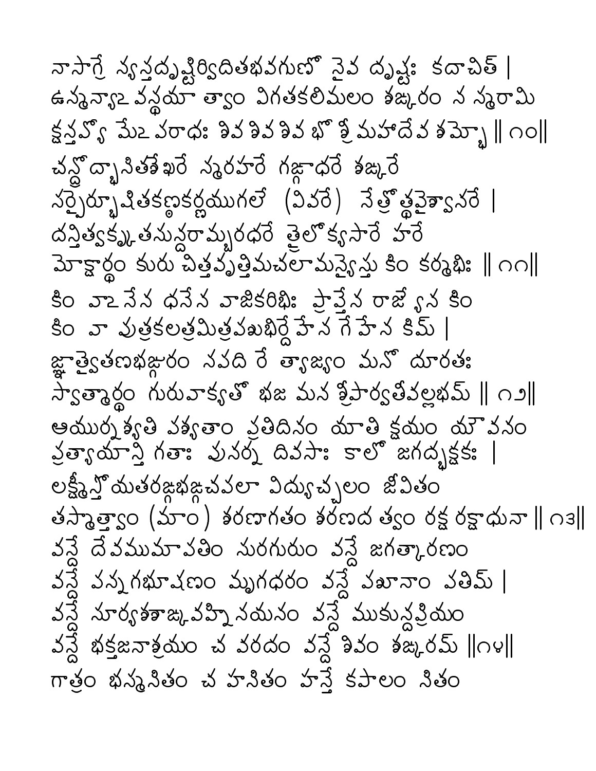నాసాగ్రే న్యస్తదృష్టిర్విదితభవగుణో నైవ దృష్టః కదాచిత్ |
ఉన్మన్యాఽవస్థయా త్వాం విగతకలిమలం శఙ్కరం న స్మరామి
క్షన్తవ్యో మేఽపరాధః శివ శివ శివ భో శ్రీ మహాదేవ శమ్భో ||౧౦||

చన్ద్రోద్భాసితశేఖరే స్మరహరే గఙ్గాధరే శఙ్కరే
సర్పైర్భూషితకణ్ఠకర్ణయుగలే (వివరే) నేత్రోత్థవైశ్వానరే |
దన్తిత్వక్కృతసున్దరామ్బరధరే త్రైలోక్యసారే హరే
మోక్షార్థం కురు చిత్తవృత్తిమచలామన్యైస్తు కిం కర్మభిః ||౧౧||

కిం వాఽనేన ధనేన వాజికరిభిః ప్రాప్తేన రాజ్యేన కిం
కిం వా పుత్రకలత్రమిత్రపశుభిర్దేహేన గేహేన కిమ్ |
జ్ఞాత్వైతత్క్షణభఙ్గురం సపది రే త్యాజ్యం మనో దూరతః
స్వాత్మార్థం గురువాక్యతో భజ మన శ్రీపార్వతీవల్లభమ్ ||౧౨||

ఆయుర్నశ్యతి పశ్యతాం ప్రతిదినం యాతి క్షయం యౌవనం
ప్రత్యాయాన్తి గతాః పునర్న దివసాః కాలో జగద్భక్షకః |
లక్ష్మీస్తోయతరఙ్గభఙ్గచపలా విద్యుచ్చలం జీవితం
తస్మాత్త్వాం (మాం) శరణాగతం శరణద త్వం రక్ష రక్షాధునా ||౧౩||

వన్దే దేవముమాపతిం సురగురుం వన్దే జగత్కారణం
వన్దే పన్నగభూషణం మృగధరం వన్దే పశూనాం పతిమ్ |
వన్దే సూర్యశశాఙ్కవహ్నినయనం వన్దే ముకున్దప్రియం
వన్దే భక్తజనాశ్రయం చ వరదం వన్దే శివం శఙ్కరమ్ ||౧౪||

గాత్రం భస్మసితం చ హసితం హస్తే కపాలం సితం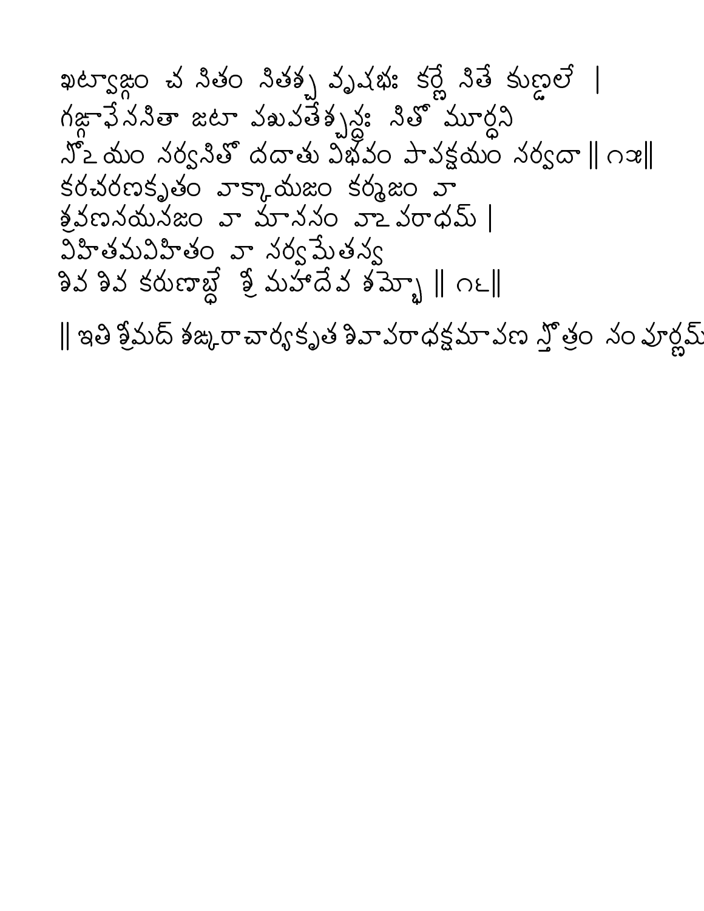ఖట్వాఙ్గం చ సితం సితశ్చ వృషభః కర్ణే సితే కుణ్డలే |
గఙ్గాఫేనసితా జటా పశుపతేశ్చన్ద్రః సితో మూర్ధని
సోఽయం సర్వసితో దదాతు విభవం పాపక్షయం సర్వదా || ౧౫||
కరచరణకృతం వాక్కాయజం కర్మజం వా
శ్రవణనయనజం వా మానసం వాఽపరాధమ్ |
విహితమవిహితం వా సర్వమేతత్క్షమస్వ
శివ శివ కరుణాబ్ధే శ్రీ మహాదేవ శమ్భో || ౧౬||

|| ఇతి శ్రీమద్ శఙ్కరాచార్యకృత శివాపరాధక్షమాపణ స్తోత్రం సంపూర్ణమ్